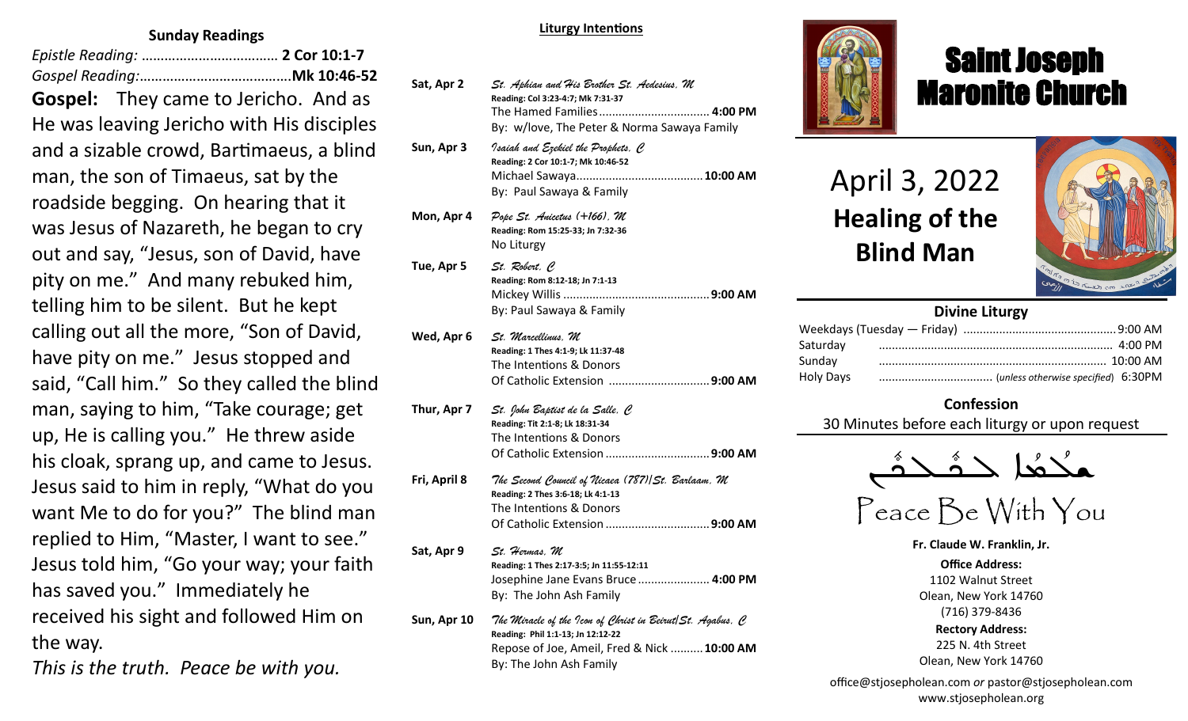## Sunday Readings

*Epistle Reading:* ................................... **2 Cor 10:1-7**
*Gospel Reading:*.......................................**Mk 10:46-52**

**Gospel:** They came to Jericho. And as He was leaving Jericho with His disciples and a sizable crowd, Bartimaeus, a blind man, the son of Timaeus, sat by the roadside begging. On hearing that it was Jesus of Nazareth, he began to cry out and say, "Jesus, son of David, have pity on me." And many rebuked him, telling him to be silent. But he kept calling out all the more, "Son of David, have pity on me." Jesus stopped and said, "Call him." So they called the blind man, saying to him, "Take courage; get up, He is calling you." He threw aside his cloak, sprang up, and came to Jesus. Jesus said to him in reply, "What do you want Me to do for you?" The blind man replied to Him, "Master, I want to see." Jesus told him, "Go your way; your faith has saved you." Immediately he received his sight and followed Him on the way.

*This is the truth. Peace be with you.*

## Liturgy Intentions

**Sat, Apr 2** — *St. Aphian and His Brother St. Aedesius, M*
**Reading: Col 3:23-4:7; Mk 7:31-37**
The Hamed Families.................................. **4:00 PM**
By: w/love, The Peter & Norma Sawaya Family

**Sun, Apr 3** — *Isaiah and Ezekiel the Prophets, C*
**Reading: 2 Cor 10:1-7; Mk 10:46-52**
Michael Sawaya....................................... **10:00 AM**
By: Paul Sawaya & Family

**Mon, Apr 4** — *Pope St. Anicetus (+166), M*
**Reading: Rom 15:25-33; Jn 7:32-36**
No Liturgy

**Tue, Apr 5** — *St. Robert, C*
**Reading: Rom 8:12-18; Jn 7:1-13**
Mickey Willis ............................................. **9:00 AM**
By: Paul Sawaya & Family

**Wed, Apr 6** — *St. Marcellinus, M*
**Reading: 1 Thes 4:1-9; Lk 11:37-48**
The Intentions & Donors
Of Catholic Extension ............................... **9:00 AM**

**Thur, Apr 7** — *St. John Baptist de la Salle, C*
**Reading: Tit 2:1-8; Lk 18:31-34**
The Intentions & Donors
Of Catholic Extension ................................ **9:00 AM**

**Fri, April 8** — *The Second Council of Nicaea (787)/St. Barlaam, M*
**Reading: 2 Thes 3:6-18; Lk 4:1-13**
The Intentions & Donors
Of Catholic Extension ................................ **9:00 AM**

**Sat, Apr 9** — *St. Hermas, M*
**Reading: 1 Thes 2:17-3:5; Jn 11:55-12:11**
Josephine Jane Evans Bruce ...................... **4:00 PM**
By: The John Ash Family

**Sun, Apr 10** — *The Miracle of the Icon of Christ in Beirut/St. Agabus, C*
**Reading: Phil 1:1-13; Jn 12:12-22**
Repose of Joe, Ameil, Fred & Nick .......... **10:00 AM**
By: The John Ash Family

# Saint Joseph Maronite Church

## April 3, 2022
## Healing of the Blind Man

### Divine Liturgy

| | |
|---|---|
| Weekdays (Tuesday — Friday) | 9:00 AM |
| Saturday | 4:00 PM |
| Sunday | 10:00 AM |
| Holy Days | (*unless otherwise specified*) 6:30PM |

### Confession

30 Minutes before each liturgy or upon request

ܫܠܡܐ ܠܟܘܠܟܘܢ

Peace Be With You

**Fr. Claude W. Franklin, Jr.**

**Office Address:**
1102 Walnut Street
Olean, New York 14760
(716) 379-8436

**Rectory Address:**
225 N. 4th Street
Olean, New York 14760

office@stjosepholean.com *or* pastor@stjosepholean.com
www.stjosepholean.org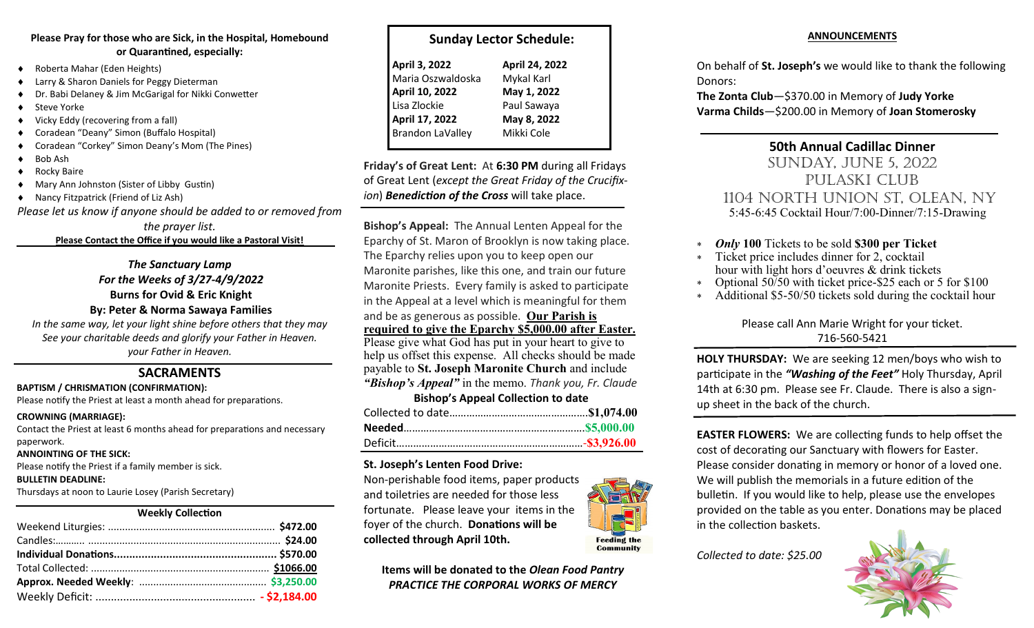**Please Pray for those who are Sick, in the Hospital, Homebound or Quarantined, especially:**

- Roberta Mahar (Eden Heights)
- Larry & Sharon Daniels for Peggy Dieterman
- Dr. Babi Delaney & Jim McGarigal for Nikki Conwetter
- Steve Yorke
- Vicky Eddy (recovering from a fall)
- Coradean "Deany" Simon (Buffalo Hospital)
- Coradean "Corkey" Simon Deany's Mom (The Pines)
- Bob Ash
- Rocky Baire
- Mary Ann Johnston (Sister of Libby Gustin)
- Nancy Fitzpatrick (Friend of Liz Ash)

*Please let us know if anyone should be added to or removed from the prayer list.*

**Please Contact the Office if you would like a Pastoral Visit!**

***The Sanctuary Lamp***
***For the Weeks of 3/27-4/9/2022***
**Burns for Ovid & Eric Knight**
**By: Peter & Norma Sawaya Families**

*In the same way, let your light shine before others that they may See your charitable deeds and glorify your Father in Heaven. your Father in Heaven.*

## SACRAMENTS

**BAPTISM / CHRISMATION (CONFIRMATION):**
Please notify the Priest at least a month ahead for preparations.

**CROWNING (MARRIAGE):**
Contact the Priest at least 6 months ahead for preparations and necessary paperwork.

**ANNOINTING OF THE SICK:**
Please notify the Priest if a family member is sick.

**BULLETIN DEADLINE:**
Thursdays at noon to Laurie Losey (Parish Secretary)

**Weekly Collection**

| | |
|---|---|
| Weekend Liturgies: | **$472.00** |
| Candles: | **$24.00** |
| **Individual Donations** | **$570.00** |
| Total Collected: | **$1066.00** |
| **Approx. Needed Weekly**: | **$3,250.00** |
| Weekly Deficit: | **- $2,184.00** |

## Sunday Lector Schedule:

| | |
|---|---|
| **April 3, 2022** | **April 24, 2022** |
| Maria Oszwaldoska | Mykal Karl |
| **April 10, 2022** | **May 1, 2022** |
| Lisa Zlockie | Paul Sawaya |
| **April 17, 2022** | **May 8, 2022** |
| Brandon LaValley | Mikki Cole |

**Friday's of Great Lent:** At **6:30 PM** during all Fridays of Great Lent (*except the Great Friday of the Crucifixion*) ***Benediction of the Cross*** will take place.

**Bishop's Appeal:** The Annual Lenten Appeal for the Eparchy of St. Maron of Brooklyn is now taking place. The Eparchy relies upon you to keep open our Maronite parishes, like this one, and train our future Maronite Priests. Every family is asked to participate in the Appeal at a level which is meaningful for them and be as generous as possible. **Our Parish is required to give the Eparchy $5,000.00 after Easter.** Please give what God has put in your heart to give to help us offset this expense. All checks should be made payable to **St. Joseph Maronite Church** and include ***"Bishop's Appeal"*** in the memo. *Thank you, Fr. Claude*

**Bishop's Appeal Collection to date**

| | |
|---|---|
| Collected to date | **$1,074.00** |
| **Needed** | **$5,000.00** |
| Deficit | **-$3,926.00** |

**St. Joseph's Lenten Food Drive:**
Non-perishable food items, paper products and toiletries are needed for those less fortunate. Please leave your items in the foyer of the church. **Donations will be collected through April 10th.**

Feeding the Community

**Items will be donated to the *Olean Food Pantry***
***PRACTICE THE CORPORAL WORKS OF MERCY***

**ANNOUNCEMENTS**

On behalf of **St. Joseph's** we would like to thank the following Donors:
**The Zonta Club**—$370.00 in Memory of **Judy Yorke**
**Varma Childs**—$200.00 in Memory of **Joan Stomerosky**

**50th Annual Cadillac Dinner**
SUNDAY, JUNE 5, 2022
PULASKI CLUB
1104 NORTH UNION ST, OLEAN, NY
5:45-6:45 Cocktail Hour/7:00-Dinner/7:15-Drawing

- ***Only* 100** Tickets to be sold **$300 per Ticket**
- Ticket price includes dinner for 2, cocktail hour with light hors d'oeuvres & drink tickets
- Optional 50/50 with ticket price-$25 each or 5 for $100
- Additional $5-50/50 tickets sold during the cocktail hour

Please call Ann Marie Wright for your ticket.
716-560-5421

**HOLY THURSDAY:** We are seeking 12 men/boys who wish to participate in the ***"Washing of the Feet"*** Holy Thursday, April 14th at 6:30 pm. Please see Fr. Claude. There is also a sign-up sheet in the back of the church.

**EASTER FLOWERS:** We are collecting funds to help offset the cost of decorating our Sanctuary with flowers for Easter. Please consider donating in memory or honor of a loved one. We will publish the memorials in a future edition of the bulletin. If you would like to help, please use the envelopes provided on the table as you enter. Donations may be placed in the collection baskets.

*Collected to date: $25.00*